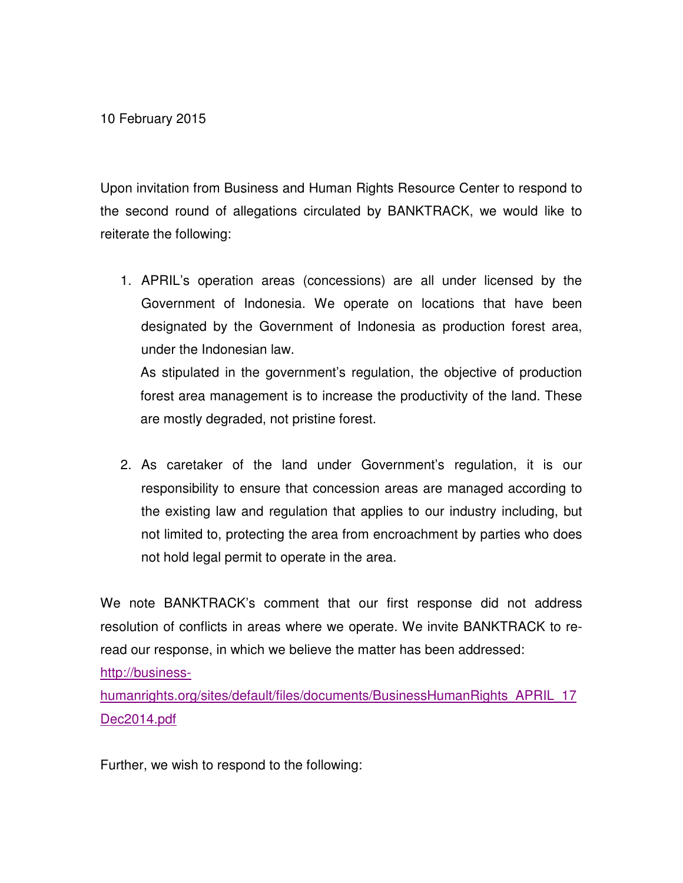10 February 2015

Upon invitation from Business and Human Rights Resource Center to respond to the second round of allegations circulated by BANKTRACK, we would like to reiterate the following:

1. APRIL's operation areas (concessions) are all under licensed by the Government of Indonesia. We operate on locations that have been designated by the Government of Indonesia as production forest area, under the Indonesian law.
   As stipulated in the government's regulation, the objective of production forest area management is to increase the productivity of the land. These are mostly degraded, not pristine forest.

2. As caretaker of the land under Government's regulation, it is our responsibility to ensure that concession areas are managed according to the existing law and regulation that applies to our industry including, but not limited to, protecting the area from encroachment by parties who does not hold legal permit to operate in the area.

We note BANKTRACK's comment that our first response did not address resolution of conflicts in areas where we operate. We invite BANKTRACK to re-read our response, in which we believe the matter has been addressed: http://business-humanrights.org/sites/default/files/documents/BusinessHumanRights_APRIL_17Dec2014.pdf

Further, we wish to respond to the following: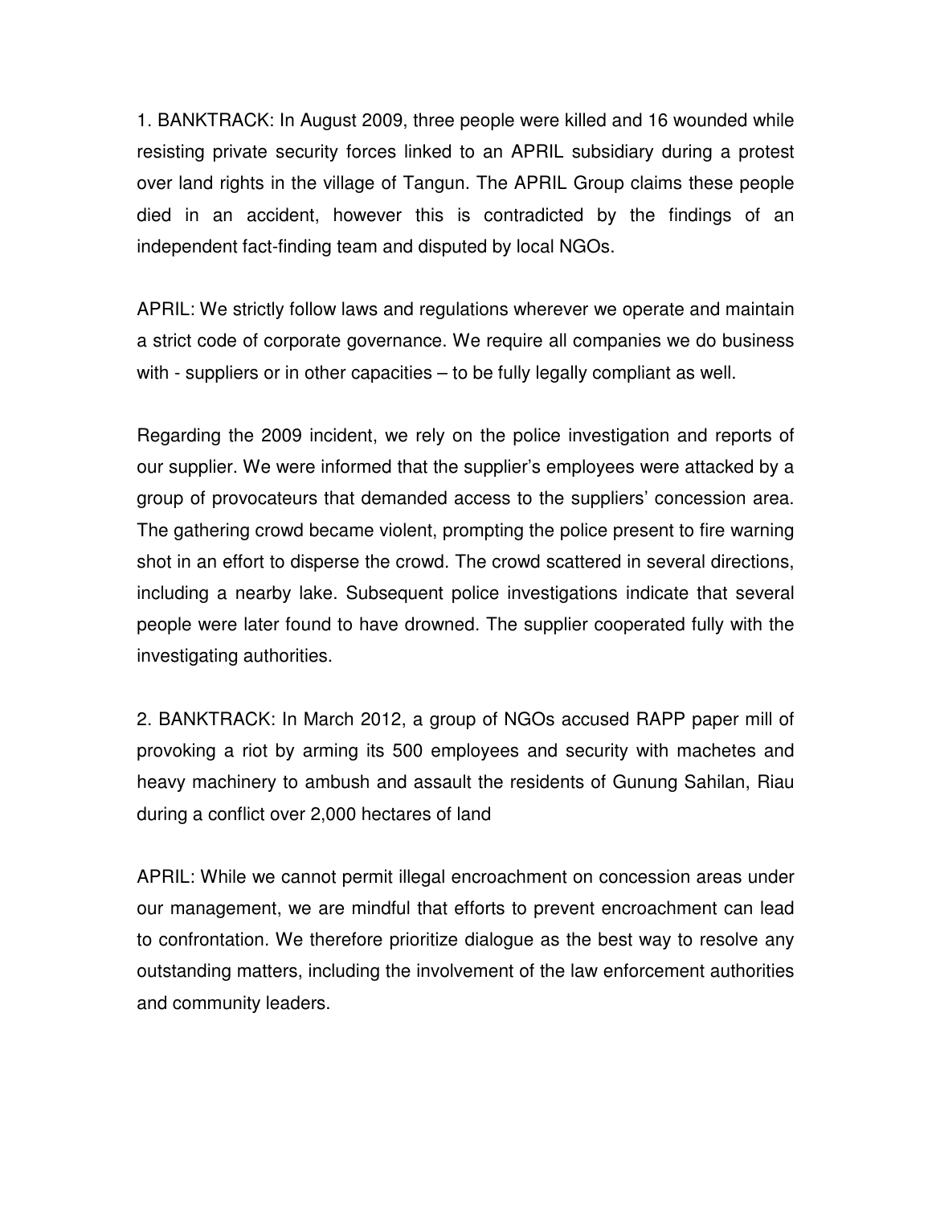1. BANKTRACK: In August 2009, three people were killed and 16 wounded while resisting private security forces linked to an APRIL subsidiary during a protest over land rights in the village of Tangun. The APRIL Group claims these people died in an accident, however this is contradicted by the findings of an independent fact-finding team and disputed by local NGOs.

APRIL: We strictly follow laws and regulations wherever we operate and maintain a strict code of corporate governance. We require all companies we do business with - suppliers or in other capacities – to be fully legally compliant as well.

Regarding the 2009 incident, we rely on the police investigation and reports of our supplier. We were informed that the supplier's employees were attacked by a group of provocateurs that demanded access to the suppliers' concession area. The gathering crowd became violent, prompting the police present to fire warning shot in an effort to disperse the crowd. The crowd scattered in several directions, including a nearby lake. Subsequent police investigations indicate that several people were later found to have drowned. The supplier cooperated fully with the investigating authorities.

2. BANKTRACK: In March 2012, a group of NGOs accused RAPP paper mill of provoking a riot by arming its 500 employees and security with machetes and heavy machinery to ambush and assault the residents of Gunung Sahilan, Riau during a conflict over 2,000 hectares of land

APRIL: While we cannot permit illegal encroachment on concession areas under our management, we are mindful that efforts to prevent encroachment can lead to confrontation. We therefore prioritize dialogue as the best way to resolve any outstanding matters, including the involvement of the law enforcement authorities and community leaders.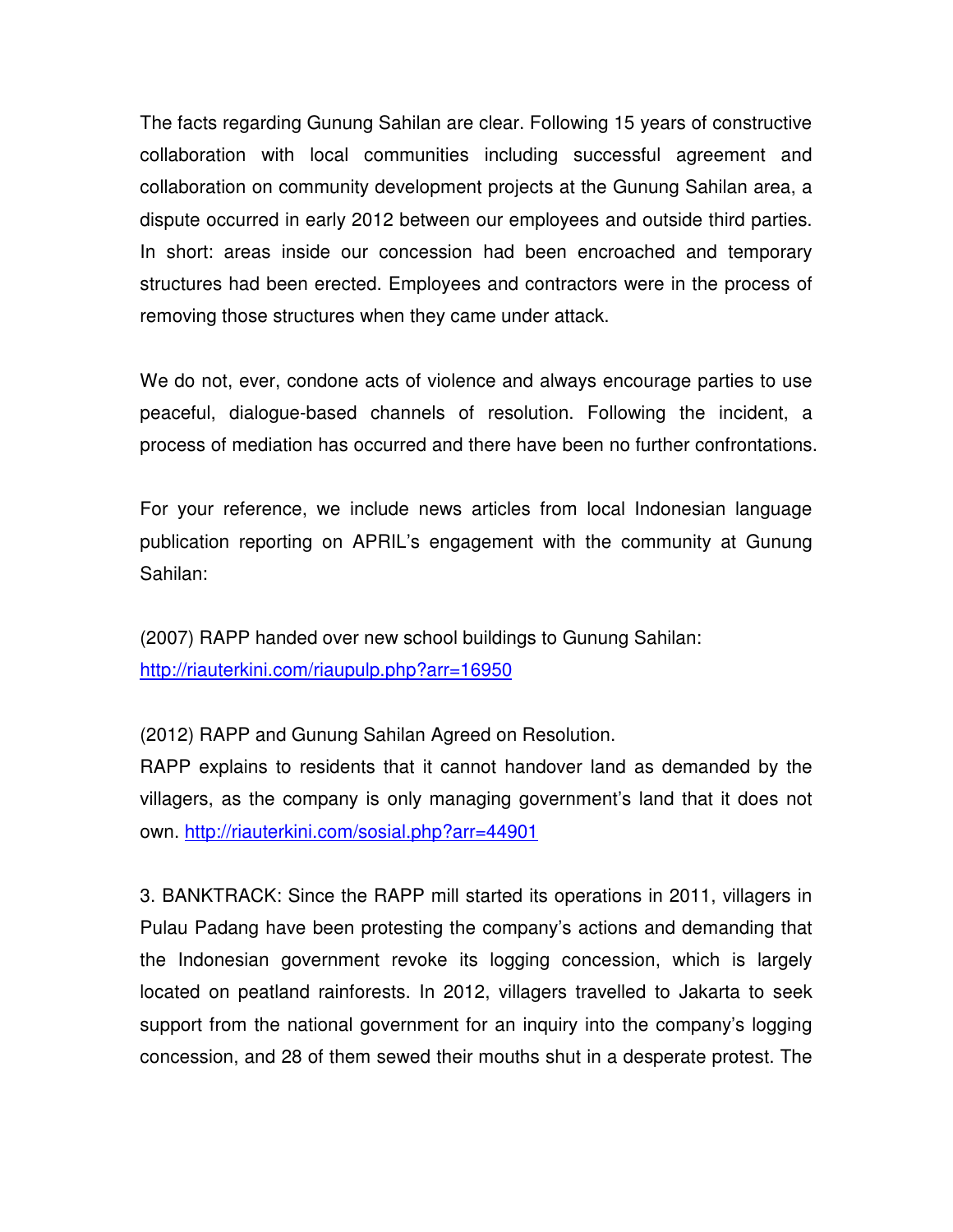The facts regarding Gunung Sahilan are clear. Following 15 years of constructive collaboration with local communities including successful agreement and collaboration on community development projects at the Gunung Sahilan area, a dispute occurred in early 2012 between our employees and outside third parties. In short: areas inside our concession had been encroached and temporary structures had been erected. Employees and contractors were in the process of removing those structures when they came under attack.

We do not, ever, condone acts of violence and always encourage parties to use peaceful, dialogue-based channels of resolution. Following the incident, a process of mediation has occurred and there have been no further confrontations.

For your reference, we include news articles from local Indonesian language publication reporting on APRIL's engagement with the community at Gunung Sahilan:

(2007) RAPP handed over new school buildings to Gunung Sahilan: http://riauterkini.com/riaupulp.php?arr=16950

(2012) RAPP and Gunung Sahilan Agreed on Resolution.
RAPP explains to residents that it cannot handover land as demanded by the villagers, as the company is only managing government's land that it does not own. http://riauterkini.com/sosial.php?arr=44901

3. BANKTRACK: Since the RAPP mill started its operations in 2011, villagers in Pulau Padang have been protesting the company's actions and demanding that the Indonesian government revoke its logging concession, which is largely located on peatland rainforests. In 2012, villagers travelled to Jakarta to seek support from the national government for an inquiry into the company's logging concession, and 28 of them sewed their mouths shut in a desperate protest. The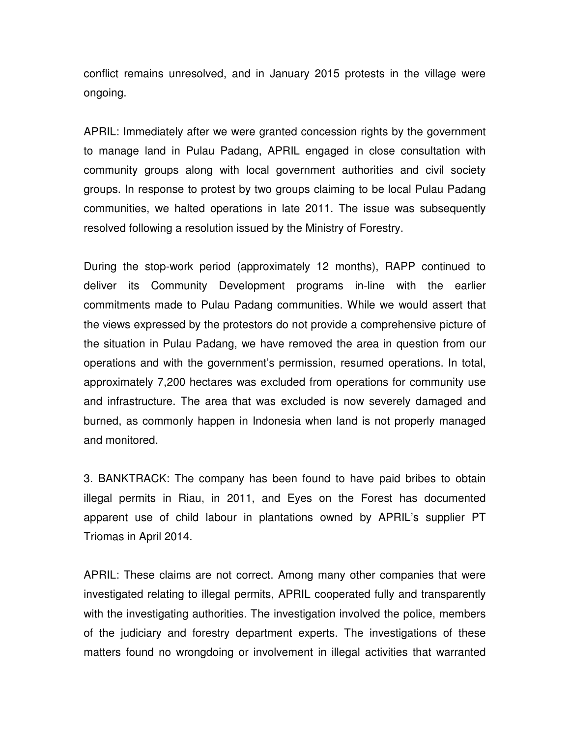conflict remains unresolved, and in January 2015 protests in the village were ongoing.

APRIL: Immediately after we were granted concession rights by the government to manage land in Pulau Padang, APRIL engaged in close consultation with community groups along with local government authorities and civil society groups. In response to protest by two groups claiming to be local Pulau Padang communities, we halted operations in late 2011. The issue was subsequently resolved following a resolution issued by the Ministry of Forestry.

During the stop-work period (approximately 12 months), RAPP continued to deliver its Community Development programs in-line with the earlier commitments made to Pulau Padang communities. While we would assert that the views expressed by the protestors do not provide a comprehensive picture of the situation in Pulau Padang, we have removed the area in question from our operations and with the government's permission, resumed operations. In total, approximately 7,200 hectares was excluded from operations for community use and infrastructure. The area that was excluded is now severely damaged and burned, as commonly happen in Indonesia when land is not properly managed and monitored.

3. BANKTRACK: The company has been found to have paid bribes to obtain illegal permits in Riau, in 2011, and Eyes on the Forest has documented apparent use of child labour in plantations owned by APRIL's supplier PT Triomas in April 2014.

APRIL: These claims are not correct. Among many other companies that were investigated relating to illegal permits, APRIL cooperated fully and transparently with the investigating authorities. The investigation involved the police, members of the judiciary and forestry department experts. The investigations of these matters found no wrongdoing or involvement in illegal activities that warranted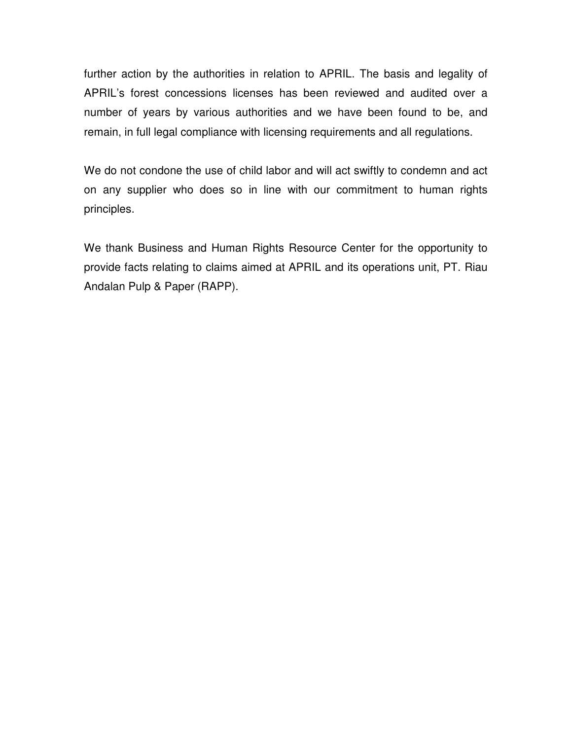further action by the authorities in relation to APRIL. The basis and legality of APRIL's forest concessions licenses has been reviewed and audited over a number of years by various authorities and we have been found to be, and remain, in full legal compliance with licensing requirements and all regulations.

We do not condone the use of child labor and will act swiftly to condemn and act on any supplier who does so in line with our commitment to human rights principles.

We thank Business and Human Rights Resource Center for the opportunity to provide facts relating to claims aimed at APRIL and its operations unit, PT. Riau Andalan Pulp & Paper (RAPP).